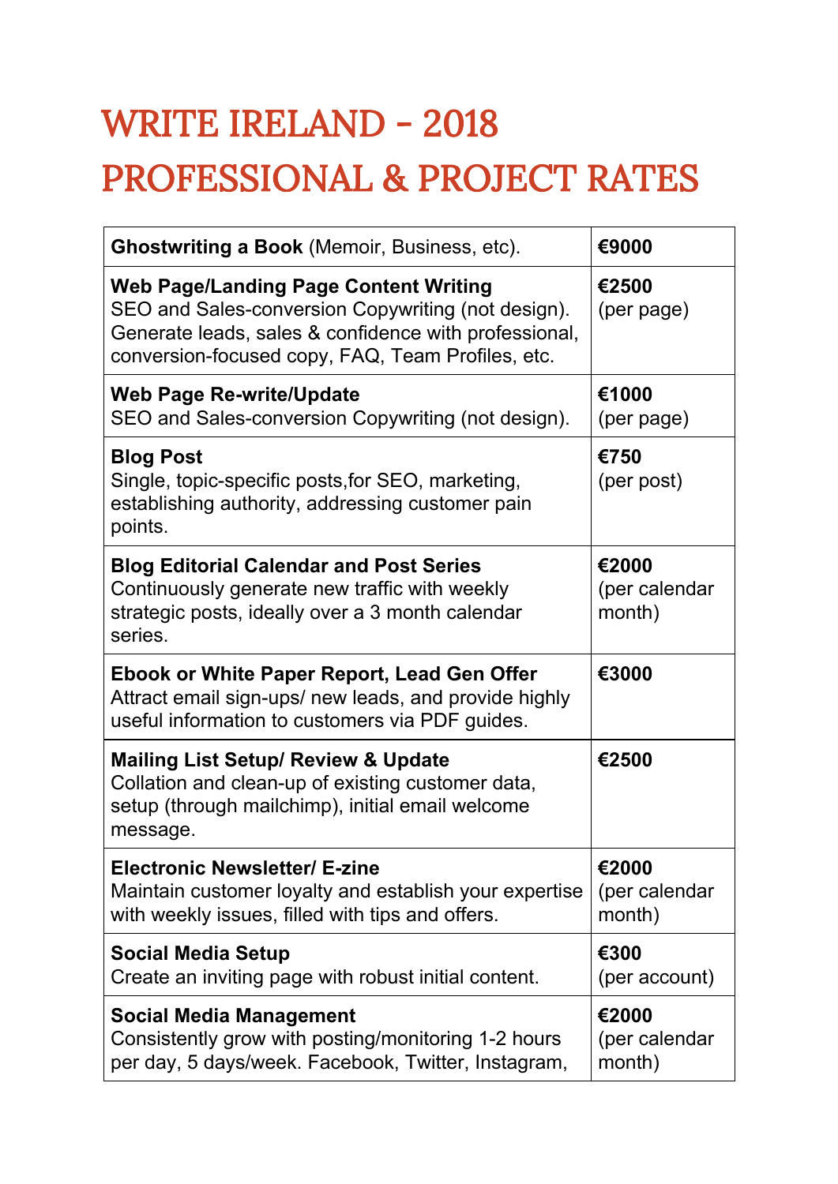# WRITE IRELAND - 2018
# PROFESSIONAL & PROJECT RATES

| Service | Rate |
|---|---|
| **Ghostwriting a Book** (Memoir, Business, etc). | **€9000** |
| **Web Page/Landing Page Content Writing** SEO and Sales-conversion Copywriting (not design). Generate leads, sales & confidence with professional, conversion-focused copy, FAQ, Team Profiles, etc. | **€2500** (per page) |
| **Web Page Re-write/Update** SEO and Sales-conversion Copywriting (not design). | **€1000** (per page) |
| **Blog Post** Single, topic-specific posts,for SEO, marketing, establishing authority, addressing customer pain points. | **€750** (per post) |
| **Blog Editorial Calendar and Post Series** Continuously generate new traffic with weekly strategic posts, ideally over a 3 month calendar series. | **€2000** (per calendar month) |
| **Ebook or White Paper Report, Lead Gen Offer** Attract email sign-ups/ new leads, and provide highly useful information to customers via PDF guides. | **€3000** |
| **Mailing List Setup/ Review & Update** Collation and clean-up of existing customer data, setup (through mailchimp), initial email welcome message. | **€2500** |
| **Electronic Newsletter/ E-zine** Maintain customer loyalty and establish your expertise with weekly issues, filled with tips and offers. | **€2000** (per calendar month) |
| **Social Media Setup** Create an inviting page with robust initial content. | **€300** (per account) |
| **Social Media Management** Consistently grow with posting/monitoring 1-2 hours per day, 5 days/week. Facebook, Twitter, Instagram, | **€2000** (per calendar month) |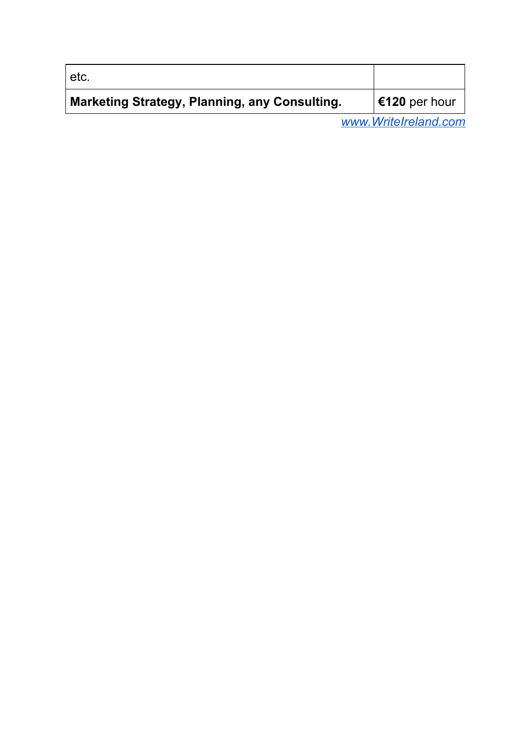| | |
|---|---|
| etc. | |
| **Marketing Strategy, Planning, any Consulting.** | **€120** per hour |

*www.WriteIreland.com*